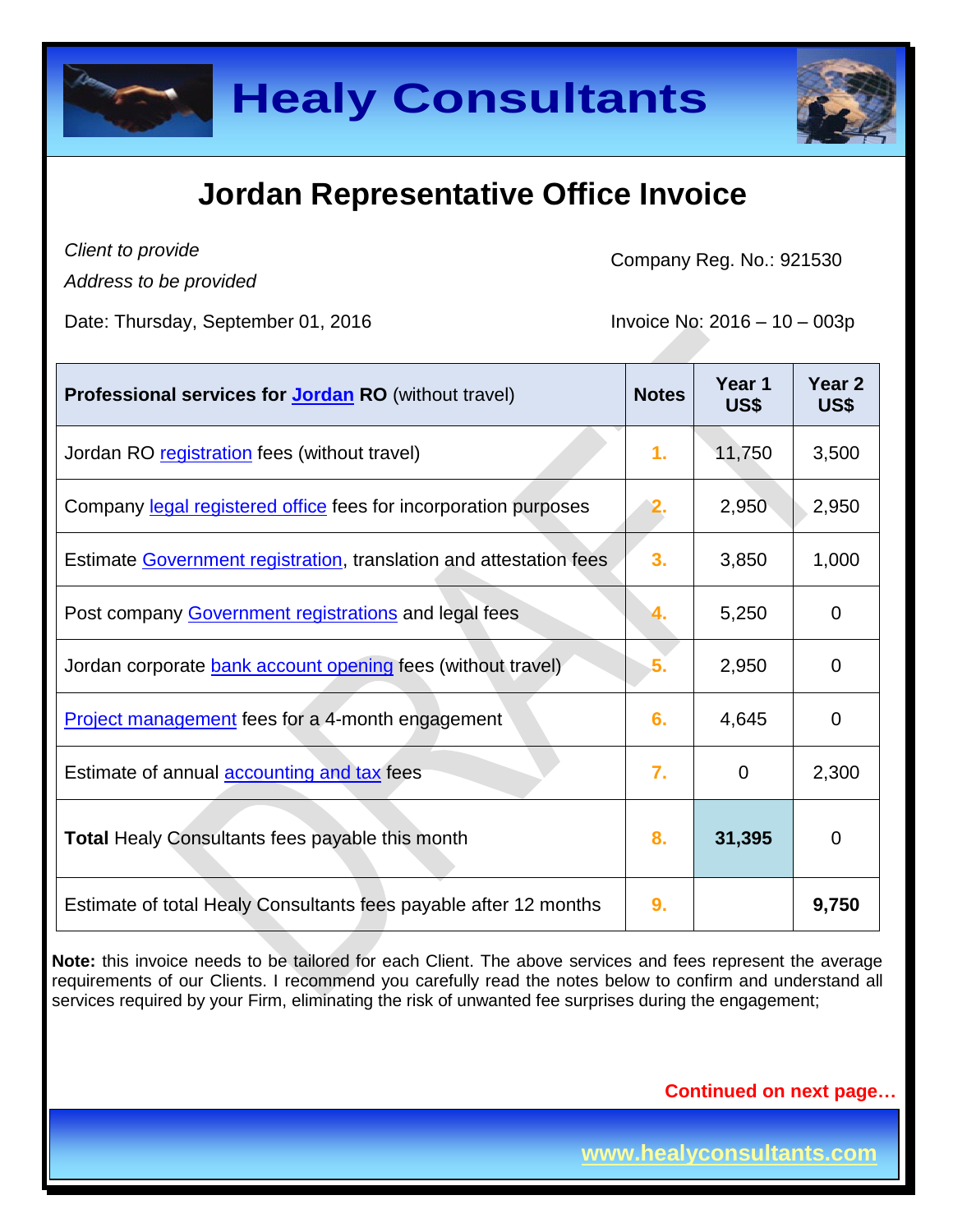# Healy Consultants

## Jordan Representative Office Invoice

*Client to provide*
*Address to be provided*

Company Reg. No.: 921530

Date: Thursday, September 01, 2016

Invoice No: 2016 – 10 – 003p

| **Professional services for Jordan RO** (without travel) | **Notes** | **Year 1 US$** | **Year 2 US$** |
|---|---|---|---|
| Jordan RO registration fees (without travel) | 1. | 11,750 | 3,500 |
| Company legal registered office fees for incorporation purposes | 2. | 2,950 | 2,950 |
| Estimate Government registration, translation and attestation fees | 3. | 3,850 | 1,000 |
| Post company Government registrations and legal fees | 4. | 5,250 | 0 |
| Jordan corporate bank account opening fees (without travel) | 5. | 2,950 | 0 |
| Project management fees for a 4-month engagement | 6. | 4,645 | 0 |
| Estimate of annual accounting and tax fees | 7. | 0 | 2,300 |
| **Total** Healy Consultants fees payable this month | 8. | **31,395** | 0 |
| Estimate of total Healy Consultants fees payable after 12 months | 9. | | **9,750** |

**Note:** this invoice needs to be tailored for each Client. The above services and fees represent the average requirements of our Clients. I recommend you carefully read the notes below to confirm and understand all services required by your Firm, eliminating the risk of unwanted fee surprises during the engagement;

**Continued on next page…**

www.healyconsultants.com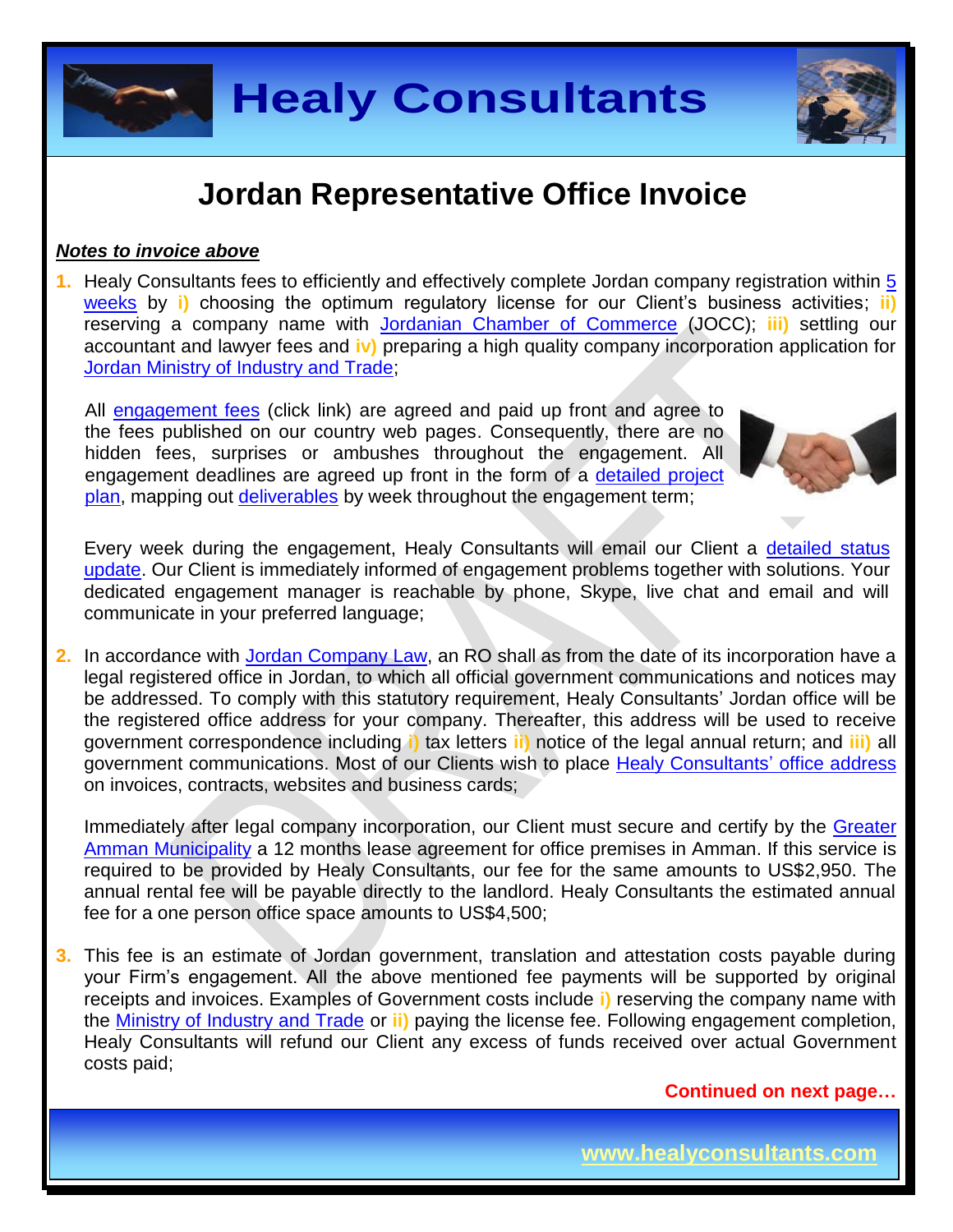# Jordan Representative Office Invoice

***Notes to invoice above***

1. Healy Consultants fees to efficiently and effectively complete Jordan company registration within 5 weeks by i) choosing the optimum regulatory license for our Client's business activities; ii) reserving a company name with Jordanian Chamber of Commerce (JOCC); iii) settling our accountant and lawyer fees and iv) preparing a high quality company incorporation application for Jordan Ministry of Industry and Trade;

   All engagement fees (click link) are agreed and paid up front and agree to the fees published on our country web pages. Consequently, there are no hidden fees, surprises or ambushes throughout the engagement. All engagement deadlines are agreed up front in the form of a detailed project plan, mapping out deliverables by week throughout the engagement term;

   Every week during the engagement, Healy Consultants will email our Client a detailed status update. Our Client is immediately informed of engagement problems together with solutions. Your dedicated engagement manager is reachable by phone, Skype, live chat and email and will communicate in your preferred language;

2. In accordance with Jordan Company Law, an RO shall as from the date of its incorporation have a legal registered office in Jordan, to which all official government communications and notices may be addressed. To comply with this statutory requirement, Healy Consultants' Jordan office will be the registered office address for your company. Thereafter, this address will be used to receive government correspondence including i) tax letters ii) notice of the legal annual return; and iii) all government communications. Most of our Clients wish to place Healy Consultants' office address on invoices, contracts, websites and business cards;

   Immediately after legal company incorporation, our Client must secure and certify by the Greater Amman Municipality a 12 months lease agreement for office premises in Amman. If this service is required to be provided by Healy Consultants, our fee for the same amounts to US$2,950. The annual rental fee will be payable directly to the landlord. Healy Consultants the estimated annual fee for a one person office space amounts to US$4,500;

3. This fee is an estimate of Jordan government, translation and attestation costs payable during your Firm's engagement. All the above mentioned fee payments will be supported by original receipts and invoices. Examples of Government costs include i) reserving the company name with the Ministry of Industry and Trade or ii) paying the license fee. Following engagement completion, Healy Consultants will refund our Client any excess of funds received over actual Government costs paid;

**Continued on next page…**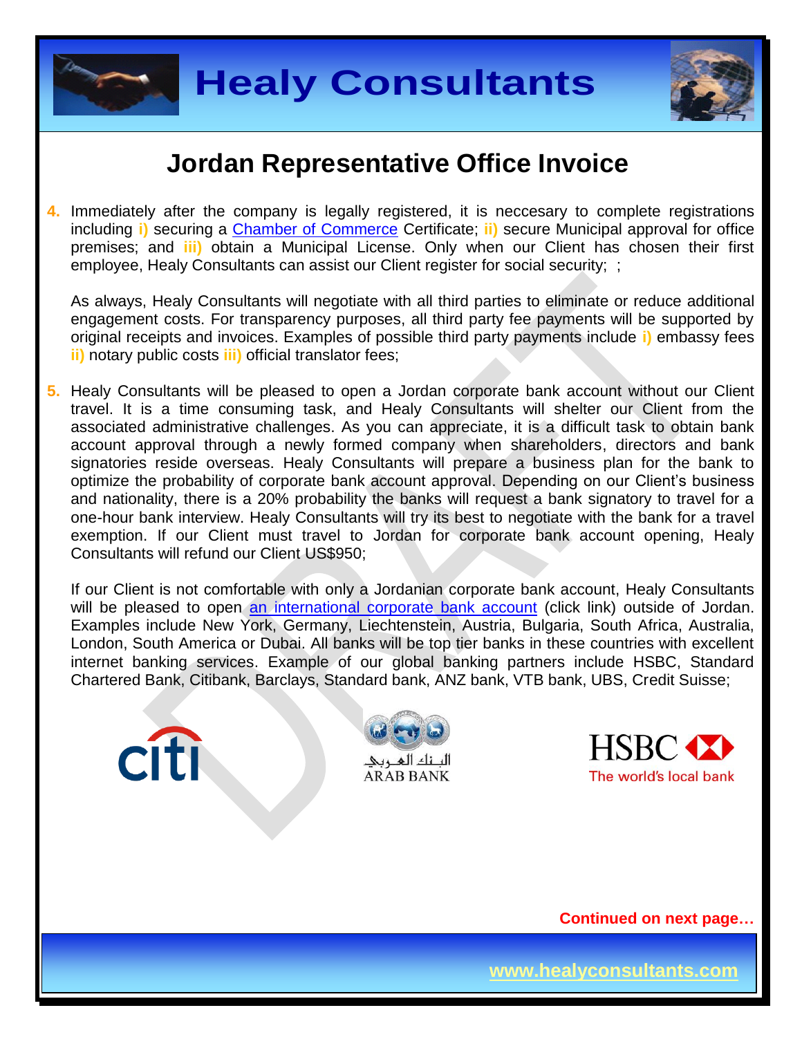## Jordan Representative Office Invoice

4. Immediately after the company is legally registered, it is neccesary to complete registrations including **i)** securing a Chamber of Commerce Certificate; **ii)** secure Municipal approval for office premises; and **iii)** obtain a Municipal License. Only when our Client has chosen their first employee, Healy Consultants can assist our Client register for social security; ;

   As always, Healy Consultants will negotiate with all third parties to eliminate or reduce additional engagement costs. For transparency purposes, all third party fee payments will be supported by original receipts and invoices. Examples of possible third party payments include **i)** embassy fees **ii)** notary public costs **iii)** official translator fees;

5. Healy Consultants will be pleased to open a Jordan corporate bank account without our Client travel. It is a time consuming task, and Healy Consultants will shelter our Client from the associated administrative challenges. As you can appreciate, it is a difficult task to obtain bank account approval through a newly formed company when shareholders, directors and bank signatories reside overseas. Healy Consultants will prepare a business plan for the bank to optimize the probability of corporate bank account approval. Depending on our Client's business and nationality, there is a 20% probability the banks will request a bank signatory to travel for a one-hour bank interview. Healy Consultants will try its best to negotiate with the bank for a travel exemption. If our Client must travel to Jordan for corporate bank account opening, Healy Consultants will refund our Client US$950;

   If our Client is not comfortable with only a Jordanian corporate bank account, Healy Consultants will be pleased to open an international corporate bank account (click link) outside of Jordan. Examples include New York, Germany, Liechtenstein, Austria, Bulgaria, South Africa, Australia, London, South America or Dubai. All banks will be top tier banks in these countries with excellent internet banking services. Example of our global banking partners include HSBC, Standard Chartered Bank, Citibank, Barclays, Standard bank, ANZ bank, VTB bank, UBS, Credit Suisse;

**Continued on next page…**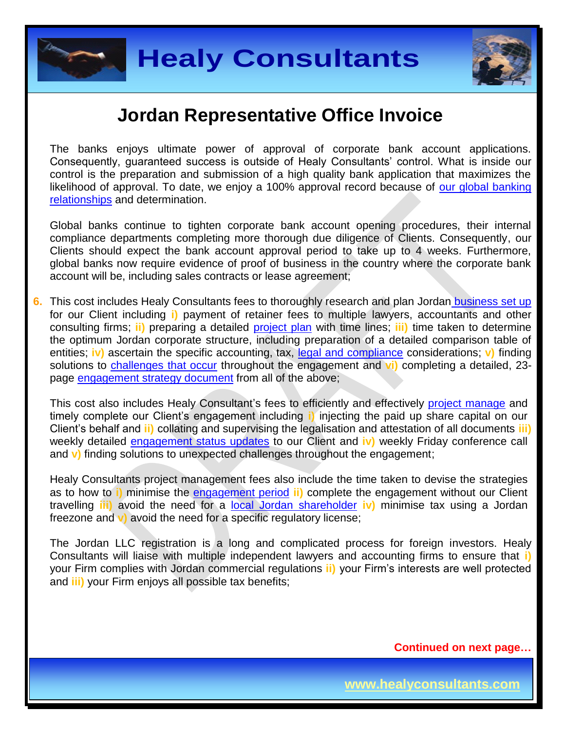# Jordan Representative Office Invoice

The banks enjoys ultimate power of approval of corporate bank account applications. Consequently, guaranteed success is outside of Healy Consultants' control. What is inside our control is the preparation and submission of a high quality bank application that maximizes the likelihood of approval. To date, we enjoy a 100% approval record because of our global banking relationships and determination.

Global banks continue to tighten corporate bank account opening procedures, their internal compliance departments completing more thorough due diligence of Clients. Consequently, our Clients should expect the bank account approval period to take up to 4 weeks. Furthermore, global banks now require evidence of proof of business in the country where the corporate bank account will be, including sales contracts or lease agreement;

6. This cost includes Healy Consultants fees to thoroughly research and plan Jordan business set up for our Client including **i)** payment of retainer fees to multiple lawyers, accountants and other consulting firms; **ii)** preparing a detailed project plan with time lines; **iii)** time taken to determine the optimum Jordan corporate structure, including preparation of a detailed comparison table of entities; **iv)** ascertain the specific accounting, tax, legal and compliance considerations; **v)** finding solutions to challenges that occur throughout the engagement and **vi)** completing a detailed, 23-page engagement strategy document from all of the above;

   This cost also includes Healy Consultant's fees to efficiently and effectively project manage and timely complete our Client's engagement including **i)** injecting the paid up share capital on our Client's behalf and **ii)** collating and supervising the legalisation and attestation of all documents **iii)** weekly detailed engagement status updates to our Client and **iv)** weekly Friday conference call and **v)** finding solutions to unexpected challenges throughout the engagement;

   Healy Consultants project management fees also include the time taken to devise the strategies as to how to **i)** minimise the engagement period **ii)** complete the engagement without our Client travelling **iii)** avoid the need for a local Jordan shareholder **iv)** minimise tax using a Jordan freezone and **v)** avoid the need for a specific regulatory license;

   The Jordan LLC registration is a long and complicated process for foreign investors. Healy Consultants will liaise with multiple independent lawyers and accounting firms to ensure that **i)** your Firm complies with Jordan commercial regulations **ii)** your Firm's interests are well protected and **iii)** your Firm enjoys all possible tax benefits;

**Continued on next page…**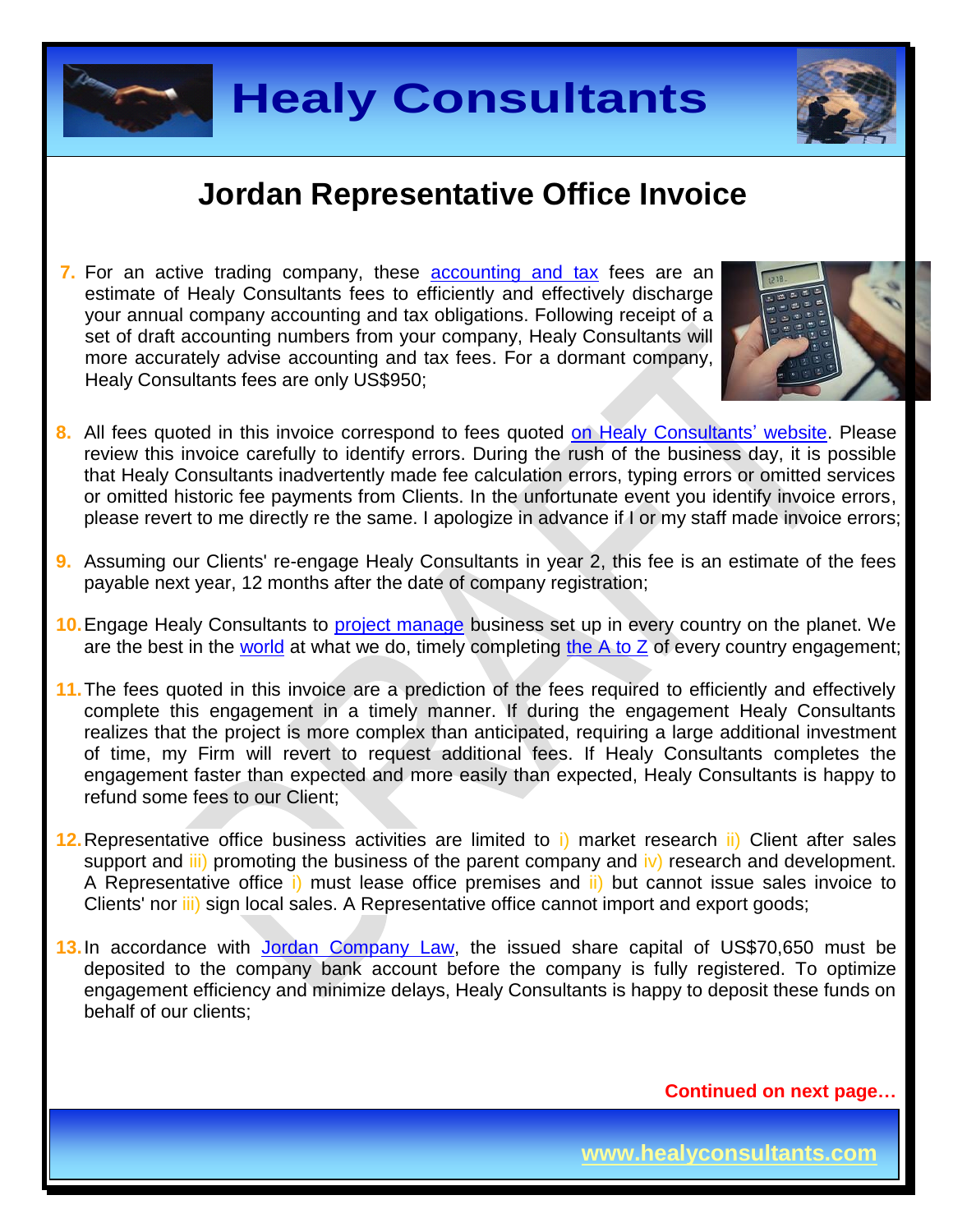# Jordan Representative Office Invoice

7. For an active trading company, these accounting and tax fees are an estimate of Healy Consultants fees to efficiently and effectively discharge your annual company accounting and tax obligations. Following receipt of a set of draft accounting numbers from your company, Healy Consultants will more accurately advise accounting and tax fees. For a dormant company, Healy Consultants fees are only US$950;

8. All fees quoted in this invoice correspond to fees quoted on Healy Consultants' website. Please review this invoice carefully to identify errors. During the rush of the business day, it is possible that Healy Consultants inadvertently made fee calculation errors, typing errors or omitted services or omitted historic fee payments from Clients. In the unfortunate event you identify invoice errors, please revert to me directly re the same. I apologize in advance if I or my staff made invoice errors;

9. Assuming our Clients' re-engage Healy Consultants in year 2, this fee is an estimate of the fees payable next year, 12 months after the date of company registration;

10. Engage Healy Consultants to project manage business set up in every country on the planet. We are the best in the world at what we do, timely completing the A to Z of every country engagement;

11. The fees quoted in this invoice are a prediction of the fees required to efficiently and effectively complete this engagement in a timely manner. If during the engagement Healy Consultants realizes that the project is more complex than anticipated, requiring a large additional investment of time, my Firm will revert to request additional fees. If Healy Consultants completes the engagement faster than expected and more easily than expected, Healy Consultants is happy to refund some fees to our Client;

12. Representative office business activities are limited to i) market research ii) Client after sales support and iii) promoting the business of the parent company and iv) research and development. A Representative office i) must lease office premises and ii) but cannot issue sales invoice to Clients' nor iii) sign local sales. A Representative office cannot import and export goods;

13. In accordance with Jordan Company Law, the issued share capital of US$70,650 must be deposited to the company bank account before the company is fully registered. To optimize engagement efficiency and minimize delays, Healy Consultants is happy to deposit these funds on behalf of our clients;

**Continued on next page…**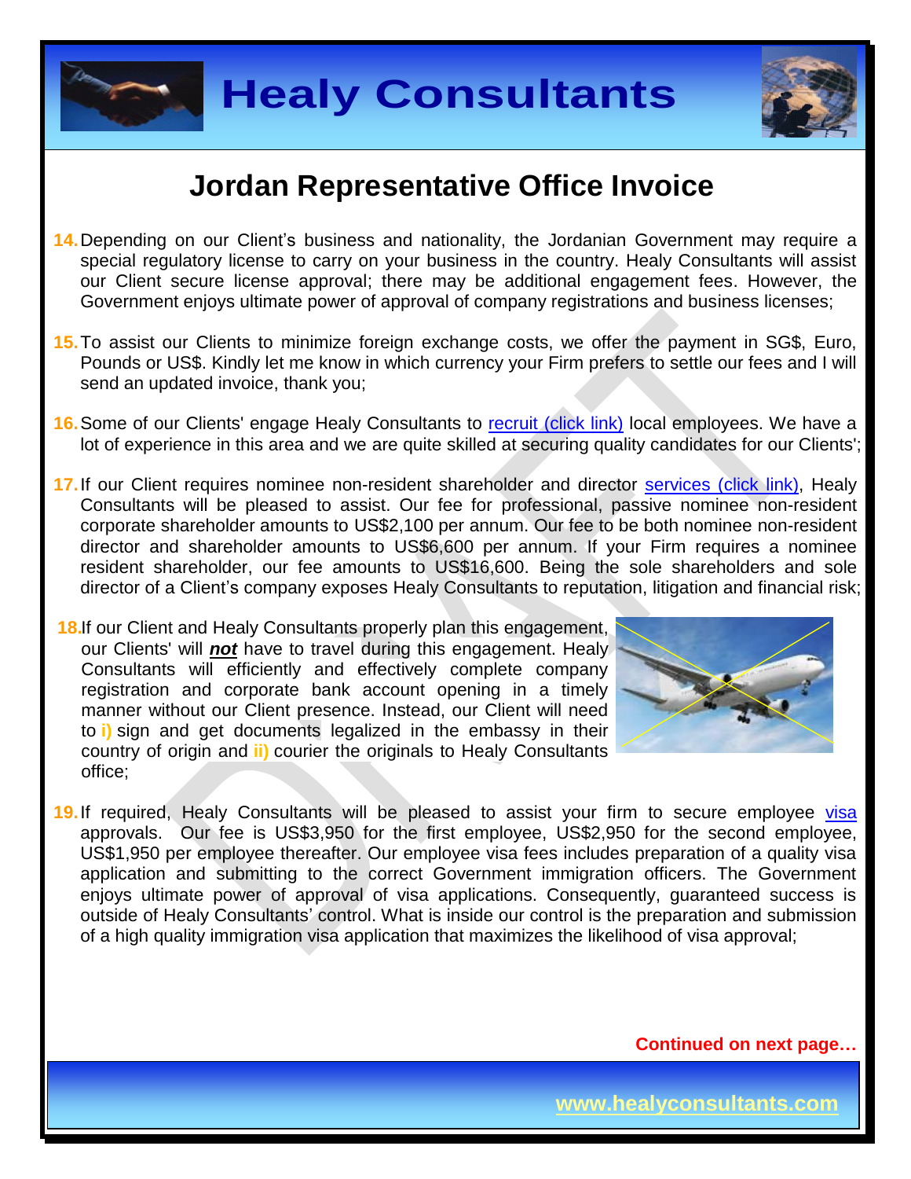# Jordan Representative Office Invoice

14. Depending on our Client's business and nationality, the Jordanian Government may require a special regulatory license to carry on your business in the country. Healy Consultants will assist our Client secure license approval; there may be additional engagement fees. However, the Government enjoys ultimate power of approval of company registrations and business licenses;

15. To assist our Clients to minimize foreign exchange costs, we offer the payment in SG$, Euro, Pounds or US$. Kindly let me know in which currency your Firm prefers to settle our fees and I will send an updated invoice, thank you;

16. Some of our Clients' engage Healy Consultants to recruit (click link) local employees. We have a lot of experience in this area and we are quite skilled at securing quality candidates for our Clients';

17. If our Client requires nominee non-resident shareholder and director services (click link), Healy Consultants will be pleased to assist. Our fee for professional, passive nominee non-resident corporate shareholder amounts to US$2,100 per annum. Our fee to be both nominee non-resident director and shareholder amounts to US$6,600 per annum. If your Firm requires a nominee resident shareholder, our fee amounts to US$16,600. Being the sole shareholders and sole director of a Client's company exposes Healy Consultants to reputation, litigation and financial risk;

18. If our Client and Healy Consultants properly plan this engagement, our Clients' will ***not*** have to travel during this engagement. Healy Consultants will efficiently and effectively complete company registration and corporate bank account opening in a timely manner without our Client presence. Instead, our Client will need to **i)** sign and get documents legalized in the embassy in their country of origin and **ii)** courier the originals to Healy Consultants office;

19. If required, Healy Consultants will be pleased to assist your firm to secure employee visa approvals. Our fee is US$3,950 for the first employee, US$2,950 for the second employee, US$1,950 per employee thereafter. Our employee visa fees includes preparation of a quality visa application and submitting to the correct Government immigration officers. The Government enjoys ultimate power of approval of visa applications. Consequently, guaranteed success is outside of Healy Consultants' control. What is inside our control is the preparation and submission of a high quality immigration visa application that maximizes the likelihood of visa approval;

**Continued on next page…**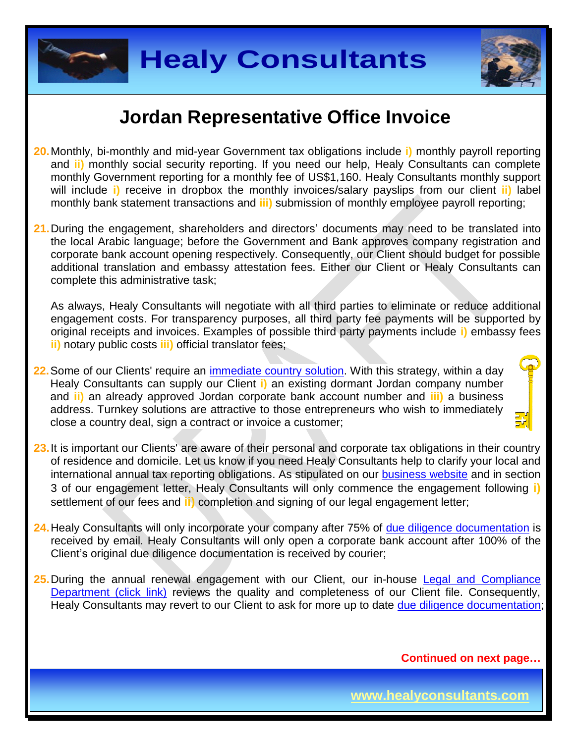## Jordan Representative Office Invoice

20. Monthly, bi-monthly and mid-year Government tax obligations include i) monthly payroll reporting and ii) monthly social security reporting. If you need our help, Healy Consultants can complete monthly Government reporting for a monthly fee of US$1,160. Healy Consultants monthly support will include i) receive in dropbox the monthly invoices/salary payslips from our client ii) label monthly bank statement transactions and iii) submission of monthly employee payroll reporting;

21. During the engagement, shareholders and directors' documents may need to be translated into the local Arabic language; before the Government and Bank approves company registration and corporate bank account opening respectively. Consequently, our Client should budget for possible additional translation and embassy attestation fees. Either our Client or Healy Consultants can complete this administrative task;

    As always, Healy Consultants will negotiate with all third parties to eliminate or reduce additional engagement costs. For transparency purposes, all third party fee payments will be supported by original receipts and invoices. Examples of possible third party payments include i) embassy fees ii) notary public costs iii) official translator fees;

22. Some of our Clients' require an immediate country solution. With this strategy, within a day Healy Consultants can supply our Client i) an existing dormant Jordan company number and ii) an already approved Jordan corporate bank account number and iii) a business address. Turnkey solutions are attractive to those entrepreneurs who wish to immediately close a country deal, sign a contract or invoice a customer;

23. It is important our Clients' are aware of their personal and corporate tax obligations in their country of residence and domicile. Let us know if you need Healy Consultants help to clarify your local and international annual tax reporting obligations. As stipulated on our business website and in section 3 of our engagement letter, Healy Consultants will only commence the engagement following i) settlement of our fees and ii) completion and signing of our legal engagement letter;

24. Healy Consultants will only incorporate your company after 75% of due diligence documentation is received by email. Healy Consultants will only open a corporate bank account after 100% of the Client's original due diligence documentation is received by courier;

25. During the annual renewal engagement with our Client, our in-house Legal and Compliance Department (click link) reviews the quality and completeness of our Client file. Consequently, Healy Consultants may revert to our Client to ask for more up to date due diligence documentation;

**Continued on next page…**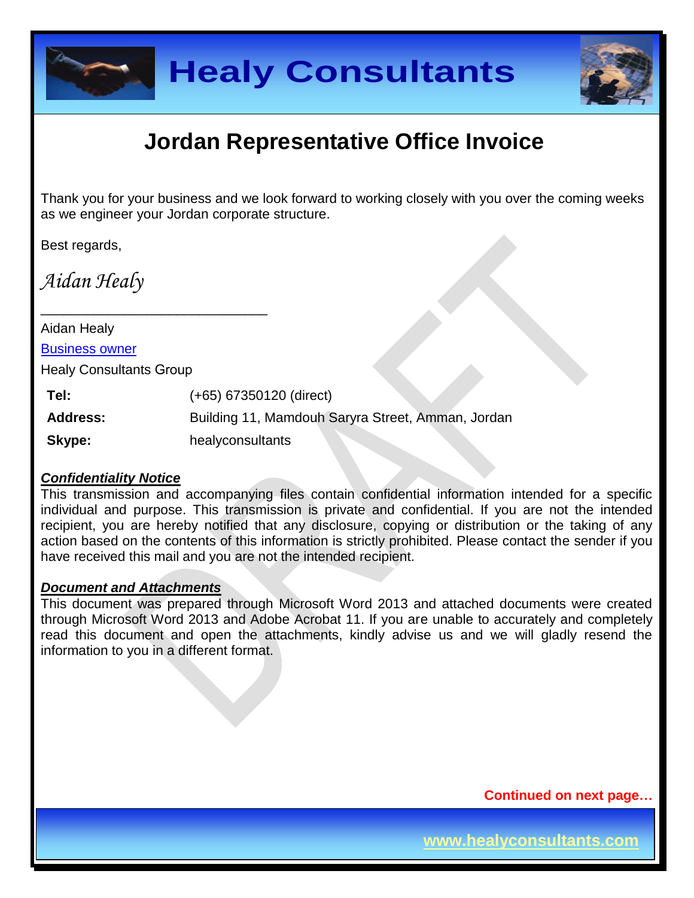# Jordan Representative Office Invoice

Thank you for your business and we look forward to working closely with you over the coming weeks as we engineer your Jordan corporate structure.

Best regards,

*Aidan Healy*

______________________________

Aidan Healy

[Business owner]

Healy Consultants Group

| | |
|---|---|
| **Tel:** | (+65) 67350120 (direct) |
| **Address:** | Building 11, Mamdouh Saryra Street, Amman, Jordan |
| **Skype:** | healyconsultants |

***Confidentiality Notice***

This transmission and accompanying files contain confidential information intended for a specific individual and purpose. This transmission is private and confidential. If you are not the intended recipient, you are hereby notified that any disclosure, copying or distribution or the taking of any action based on the contents of this information is strictly prohibited. Please contact the sender if you have received this mail and you are not the intended recipient.

***Document and Attachments***

This document was prepared through Microsoft Word 2013 and attached documents were created through Microsoft Word 2013 and Adobe Acrobat 11. If you are unable to accurately and completely read this document and open the attachments, kindly advise us and we will gladly resend the information to you in a different format.

**Continued on next page…**